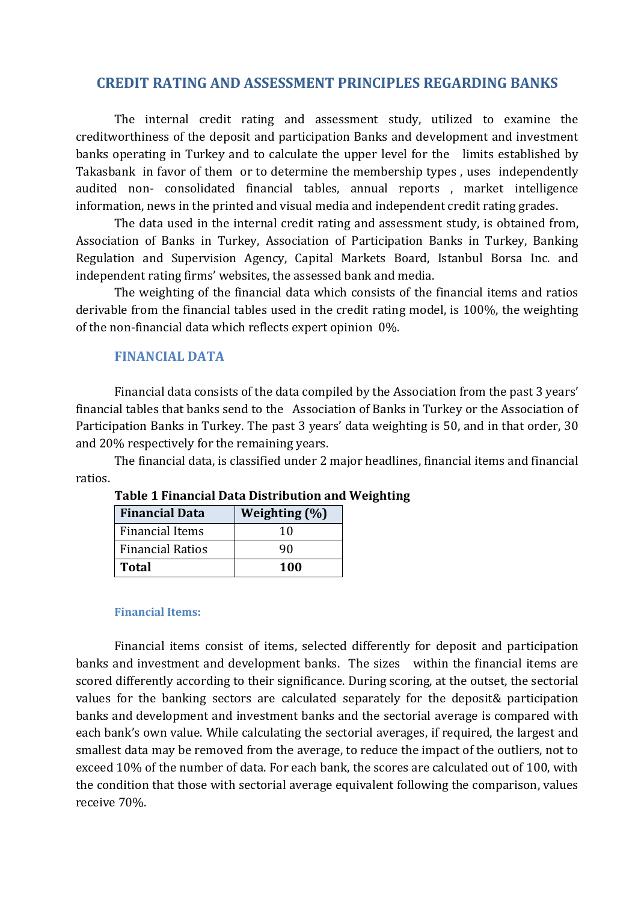# CREDIT RATING AND ASSESSMENT PRINCIPLES REGARDING BANKS

The internal credit rating and assessment study, utilized to examine the creditworthiness of the deposit and participation Banks and development and investment banks operating in Turkey and to calculate the upper level for the limits established by Takasbank in favor of them or to determine the membership types , uses independently audited non- consolidated financial tables, annual reports , market intelligence information, news in the printed and visual media and independent credit rating grades.

The data used in the internal credit rating and assessment study, is obtained from, Association of Banks in Turkey, Association of Participation Banks in Turkey, Banking Regulation and Supervision Agency, Capital Markets Board, Istanbul Borsa Inc. and independent rating firms' websites, the assessed bank and media.

The weighting of the financial data which consists of the financial items and ratios derivable from the financial tables used in the credit rating model, is 100%, the weighting of the non-financial data which reflects expert opinion 0%.

## FINANCIAL DATA

Financial data consists of the data compiled by the Association from the past 3 years' financial tables that banks send to the Association of Banks in Turkey or the Association of Participation Banks in Turkey. The past 3 years' data weighting is 50, and in that order, 30 and 20% respectively for the remaining years.

The financial data, is classified under 2 major headlines, financial items and financial ratios.

**Table 1 Financial Data Distribution and Weighting**

| Financial Data | Weighting (%) |
|---|---|
| Financial Items | 10 |
| Financial Ratios | 90 |
| **Total** | **100** |

### Financial Items:

Financial items consist of items, selected differently for deposit and participation banks and investment and development banks. The sizes within the financial items are scored differently according to their significance. During scoring, at the outset, the sectorial values for the banking sectors are calculated separately for the deposit& participation banks and development and investment banks and the sectorial average is compared with each bank's own value. While calculating the sectorial averages, if required, the largest and smallest data may be removed from the average, to reduce the impact of the outliers, not to exceed 10% of the number of data. For each bank, the scores are calculated out of 100, with the condition that those with sectorial average equivalent following the comparison, values receive 70%.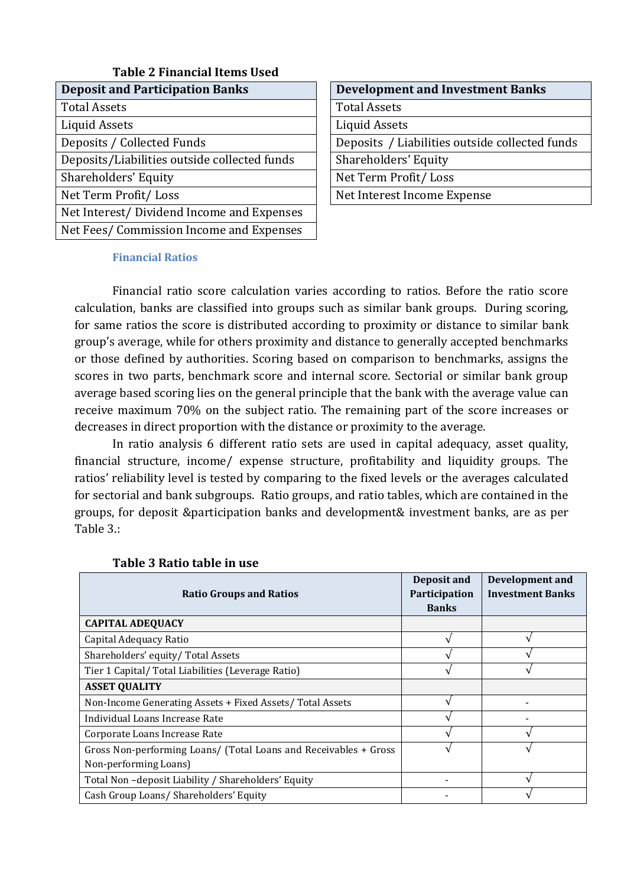**Table 2 Financial Items Used**

| Deposit and Participation Banks |
|---|
| Total Assets |
| Liquid Assets |
| Deposits / Collected Funds |
| Deposits/Liabilities outside collected funds |
| Shareholders' Equity |
| Net Term Profit/ Loss |
| Net Interest/ Dividend Income and Expenses |
| Net Fees/ Commission Income and Expenses |

| Development and Investment Banks |
|---|
| Total Assets |
| Liquid Assets |
| Deposits / Liabilities outside collected funds |
| Shareholders' Equity |
| Net Term Profit/ Loss |
| Net Interest Income Expense |

### Financial Ratios

Financial ratio score calculation varies according to ratios. Before the ratio score calculation, banks are classified into groups such as similar bank groups. During scoring, for same ratios the score is distributed according to proximity or distance to similar bank group's average, while for others proximity and distance to generally accepted benchmarks or those defined by authorities. Scoring based on comparison to benchmarks, assigns the scores in two parts, benchmark score and internal score. Sectorial or similar bank group average based scoring lies on the general principle that the bank with the average value can receive maximum 70% on the subject ratio. The remaining part of the score increases or decreases in direct proportion with the distance or proximity to the average.

In ratio analysis 6 different ratio sets are used in capital adequacy, asset quality, financial structure, income/ expense structure, profitability and liquidity groups. The ratios' reliability level is tested by comparing to the fixed levels or the averages calculated for sectorial and bank subgroups. Ratio groups, and ratio tables, which are contained in the groups, for deposit &participation banks and development& investment banks, are as per Table 3.:

**Table 3 Ratio table in use**

| Ratio Groups and Ratios | Deposit and Participation Banks | Development and Investment Banks |
|---|---|---|
| **CAPITAL ADEQUACY** | | |
| Capital Adequacy Ratio | √ | √ |
| Shareholders' equity/ Total Assets | √ | √ |
| Tier 1 Capital/ Total Liabilities (Leverage Ratio) | √ | √ |
| **ASSET QUALITY** | | |
| Non-Income Generating Assets + Fixed Assets/ Total Assets | √ | - |
| Individual Loans Increase Rate | √ | - |
| Corporate Loans Increase Rate | √ | √ |
| Gross Non-performing Loans/ (Total Loans and Receivables + Gross Non-performing Loans) | √ | √ |
| Total Non –deposit Liability / Shareholders' Equity | - | √ |
| Cash Group Loans/ Shareholders' Equity | - | √ |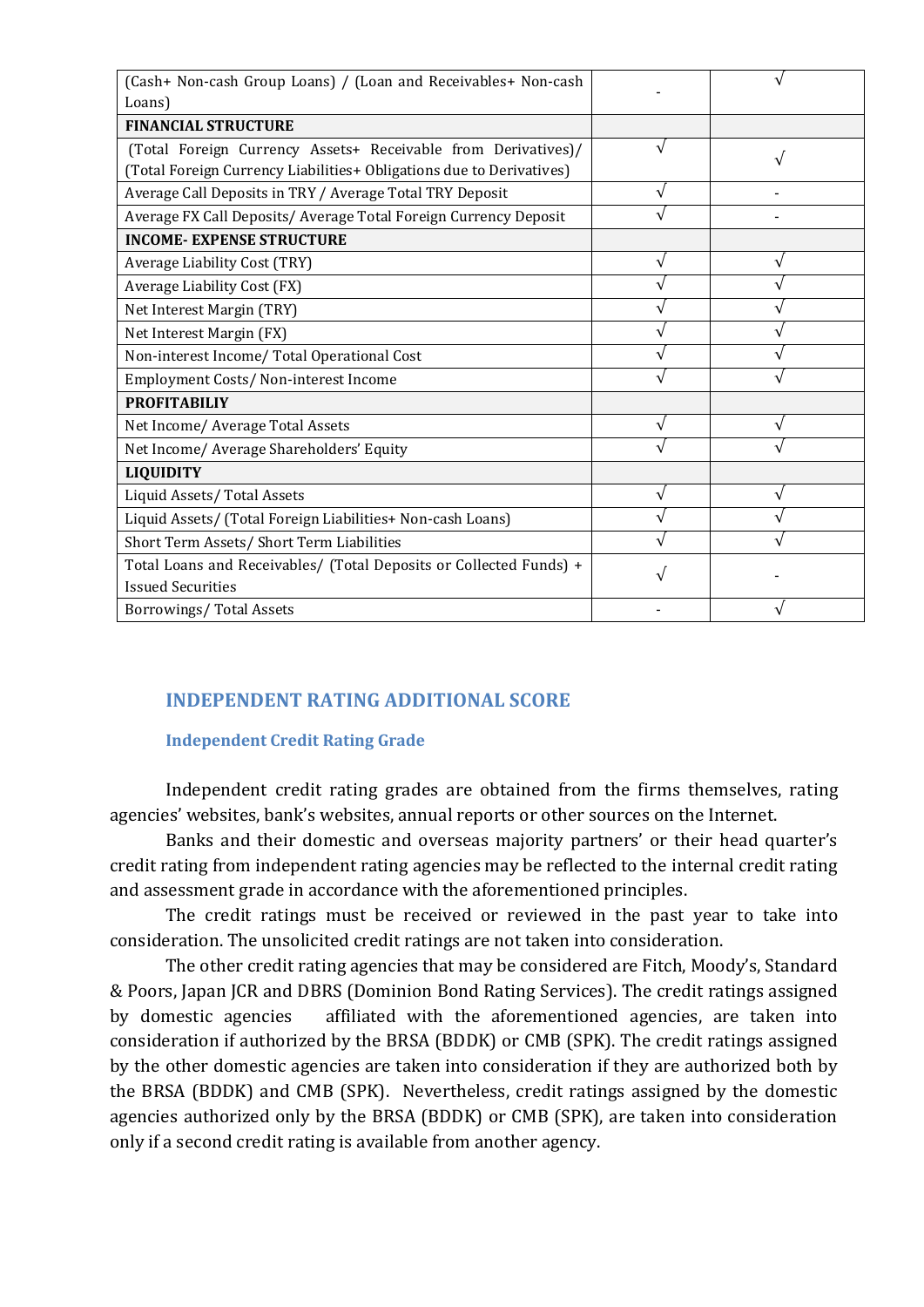| | | |
|---|---|---|
| (Cash+ Non-cash Group Loans) / (Loan and Receivables+ Non-cash Loans) | - | √ |
| **FINANCIAL STRUCTURE** | | |
| (Total Foreign Currency Assets+ Receivable from Derivatives)/ (Total Foreign Currency Liabilities+ Obligations due to Derivatives) | √ | √ |
| Average Call Deposits in TRY / Average Total TRY Deposit | √ | - |
| Average FX Call Deposits/ Average Total Foreign Currency Deposit | √ | - |
| **INCOME- EXPENSE STRUCTURE** | | |
| Average Liability Cost (TRY) | √ | √ |
| Average Liability Cost (FX) | √ | √ |
| Net Interest Margin (TRY) | √ | √ |
| Net Interest Margin (FX) | √ | √ |
| Non-interest Income/ Total Operational Cost | √ | √ |
| Employment Costs/ Non-interest Income | √ | √ |
| **PROFITABILIY** | | |
| Net Income/ Average Total Assets | √ | √ |
| Net Income/ Average Shareholders' Equity | √ | √ |
| **LIQUIDITY** | | |
| Liquid Assets/ Total Assets | √ | √ |
| Liquid Assets/ (Total Foreign Liabilities+ Non-cash Loans) | √ | √ |
| Short Term Assets/ Short Term Liabilities | √ | √ |
| Total Loans and Receivables/ (Total Deposits or Collected Funds) + Issued Securities | √ | - |
| Borrowings/ Total Assets | - | √ |

## INDEPENDENT RATING ADDITIONAL SCORE

### Independent Credit Rating Grade

Independent credit rating grades are obtained from the firms themselves, rating agencies' websites, bank's websites, annual reports or other sources on the Internet.

Banks and their domestic and overseas majority partners' or their head quarter's credit rating from independent rating agencies may be reflected to the internal credit rating and assessment grade in accordance with the aforementioned principles.

The credit ratings must be received or reviewed in the past year to take into consideration. The unsolicited credit ratings are not taken into consideration.

The other credit rating agencies that may be considered are Fitch, Moody's, Standard & Poors, Japan JCR and DBRS (Dominion Bond Rating Services). The credit ratings assigned by domestic agencies affiliated with the aforementioned agencies, are taken into consideration if authorized by the BRSA (BDDK) or CMB (SPK). The credit ratings assigned by the other domestic agencies are taken into consideration if they are authorized both by the BRSA (BDDK) and CMB (SPK). Nevertheless, credit ratings assigned by the domestic agencies authorized only by the BRSA (BDDK) or CMB (SPK), are taken into consideration only if a second credit rating is available from another agency.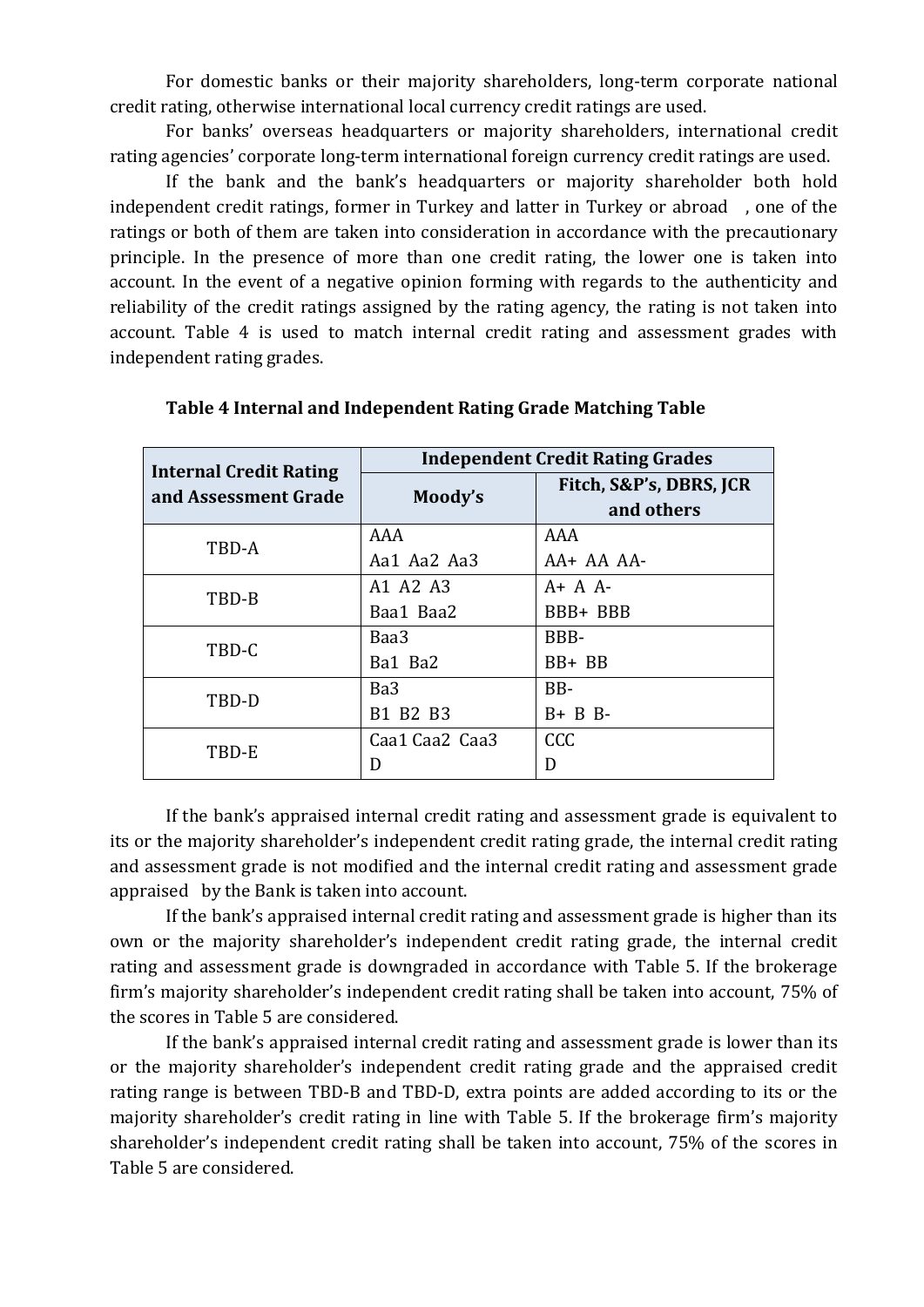For domestic banks or their majority shareholders, long-term corporate national credit rating, otherwise international local currency credit ratings are used.

For banks' overseas headquarters or majority shareholders, international credit rating agencies' corporate long-term international foreign currency credit ratings are used.

If the bank and the bank's headquarters or majority shareholder both hold independent credit ratings, former in Turkey and latter in Turkey or abroad , one of the ratings or both of them are taken into consideration in accordance with the precautionary principle. In the presence of more than one credit rating, the lower one is taken into account. In the event of a negative opinion forming with regards to the authenticity and reliability of the credit ratings assigned by the rating agency, the rating is not taken into account. Table 4 is used to match internal credit rating and assessment grades with independent rating grades.

**Table 4 Internal and Independent Rating Grade Matching Table**

| Internal Credit Rating and Assessment Grade | Independent Credit Rating Grades | |
|---|---|---|
| | Moody's | Fitch, S&P's, DBRS, JCR and others |
| TBD-A | AAA<br>Aa1 Aa2 Aa3 | AAA<br>AA+ AA AA- |
| TBD-B | A1 A2 A3<br>Baa1 Baa2 | A+ A A-<br>BBB+ BBB |
| TBD-C | Baa3<br>Ba1 Ba2 | BBB-<br>BB+ BB |
| TBD-D | Ba3<br>B1 B2 B3 | BB-<br>B+ B B- |
| TBD-E | Caa1 Caa2 Caa3<br>D | CCC<br>D |

If the bank's appraised internal credit rating and assessment grade is equivalent to its or the majority shareholder's independent credit rating grade, the internal credit rating and assessment grade is not modified and the internal credit rating and assessment grade appraised by the Bank is taken into account.

If the bank's appraised internal credit rating and assessment grade is higher than its own or the majority shareholder's independent credit rating grade, the internal credit rating and assessment grade is downgraded in accordance with Table 5. If the brokerage firm's majority shareholder's independent credit rating shall be taken into account, 75% of the scores in Table 5 are considered.

If the bank's appraised internal credit rating and assessment grade is lower than its or the majority shareholder's independent credit rating grade and the appraised credit rating range is between TBD-B and TBD-D, extra points are added according to its or the majority shareholder's credit rating in line with Table 5. If the brokerage firm's majority shareholder's independent credit rating shall be taken into account, 75% of the scores in Table 5 are considered.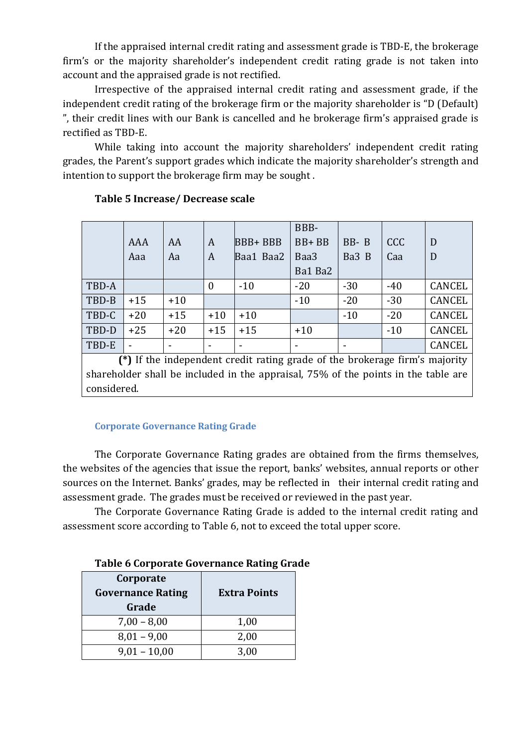If the appraised internal credit rating and assessment grade is TBD-E, the brokerage firm's or the majority shareholder's independent credit rating grade is not taken into account and the appraised grade is not rectified.

Irrespective of the appraised internal credit rating and assessment grade, if the independent credit rating of the brokerage firm or the majority shareholder is "D (Default) ", their credit lines with our Bank is cancelled and he brokerage firm's appraised grade is rectified as TBD-E.

While taking into account the majority shareholders' independent credit rating grades, the Parent's support grades which indicate the majority shareholder's strength and intention to support the brokerage firm may be sought .

**Table 5 Increase/ Decrease scale**

| | AAA Aaa | AA Aa | A A | BBB+ BBB Baa1 Baa2 | BBB- BB+ BB Baa3 Ba1 Ba2 | BB- B Ba3 B | CCC Caa | D D |
|---|---|---|---|---|---|---|---|---|
| TBD-A | | | 0 | -10 | -20 | -30 | -40 | CANCEL |
| TBD-B | +15 | +10 | | | -10 | -20 | -30 | CANCEL |
| TBD-C | +20 | +15 | +10 | +10 | | -10 | -20 | CANCEL |
| TBD-D | +25 | +20 | +15 | +15 | +10 | | -10 | CANCEL |
| TBD-E | - | - | - | - | - | - | | CANCEL |

**(*)** If the independent credit rating grade of the brokerage firm's majority shareholder shall be included in the appraisal, 75% of the points in the table are considered.

### Corporate Governance Rating Grade

The Corporate Governance Rating grades are obtained from the firms themselves, the websites of the agencies that issue the report, banks' websites, annual reports or other sources on the Internet. Banks' grades, may be reflected in their internal credit rating and assessment grade. The grades must be received or reviewed in the past year.

The Corporate Governance Rating Grade is added to the internal credit rating and assessment score according to Table 6, not to exceed the total upper score.

**Table 6 Corporate Governance Rating Grade**

| Corporate Governance Rating Grade | Extra Points |
|---|---|
| 7,00 – 8,00 | 1,00 |
| 8,01 – 9,00 | 2,00 |
| 9,01 – 10,00 | 3,00 |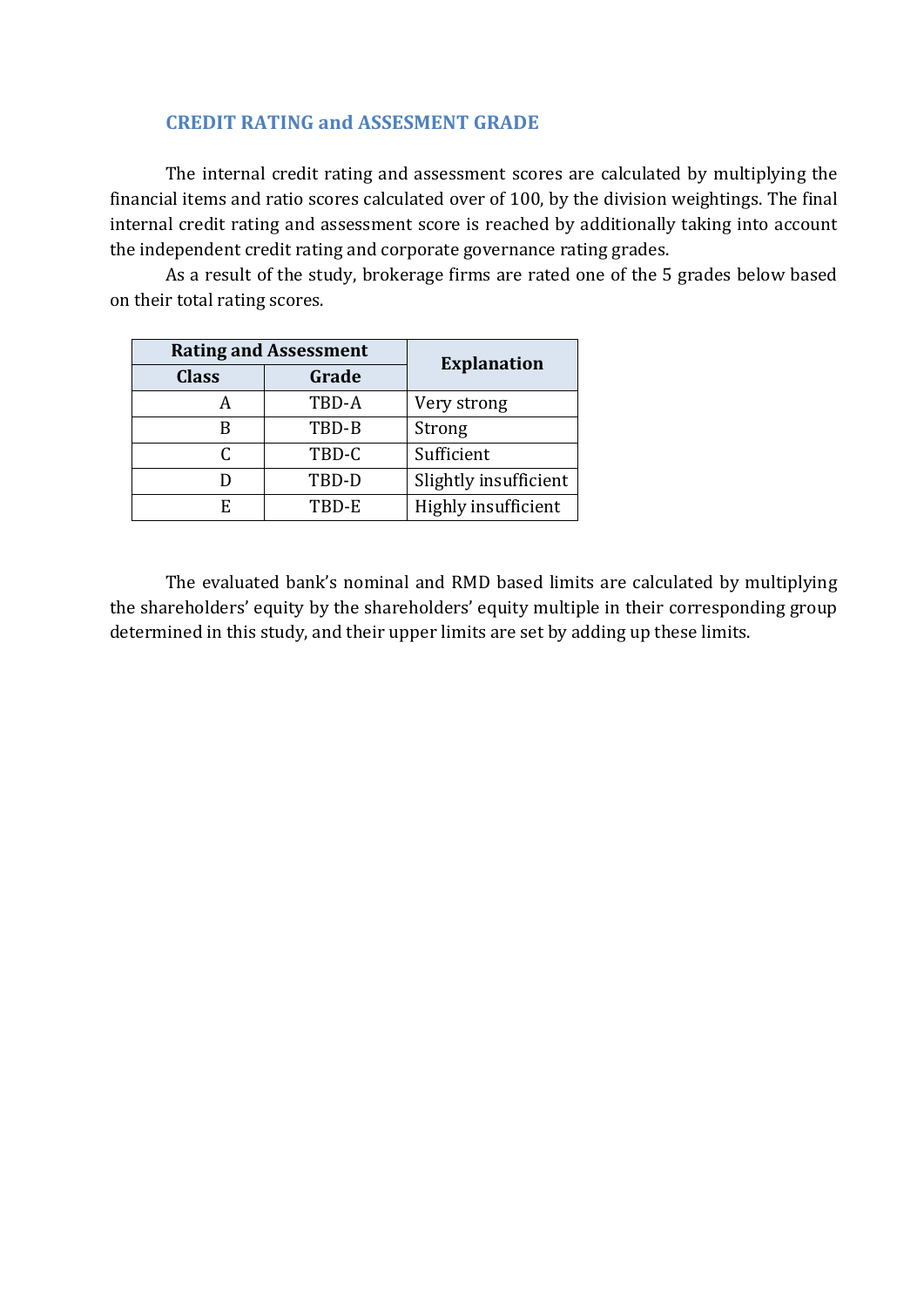## CREDIT RATING and ASSESMENT GRADE

The internal credit rating and assessment scores are calculated by multiplying the financial items and ratio scores calculated over of 100, by the division weightings. The final internal credit rating and assessment score is reached by additionally taking into account the independent credit rating and corporate governance rating grades.

As a result of the study, brokerage firms are rated one of the 5 grades below based on their total rating scores.

| Rating and Assessment | | Explanation |
|---|---|---|
| Class | Grade | |
| A | TBD-A | Very strong |
| B | TBD-B | Strong |
| C | TBD-C | Sufficient |
| D | TBD-D | Slightly insufficient |
| E | TBD-E | Highly insufficient |

The evaluated bank's nominal and RMD based limits are calculated by multiplying the shareholders' equity by the shareholders' equity multiple in their corresponding group determined in this study, and their upper limits are set by adding up these limits.